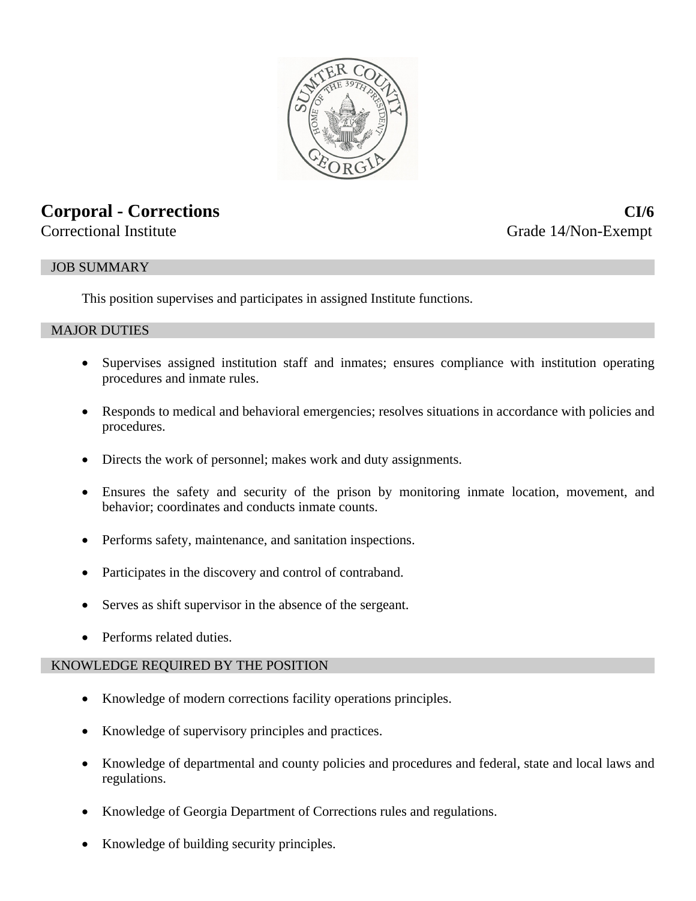# Corporal - Corrections

**CI/6**

Correctional Institute

Grade 14/Non-Exempt

## JOB SUMMARY

This position supervises and participates in assigned Institute functions.

## MAJOR DUTIES

- Supervises assigned institution staff and inmates; ensures compliance with institution operating procedures and inmate rules.
- Responds to medical and behavioral emergencies; resolves situations in accordance with policies and procedures.
- Directs the work of personnel; makes work and duty assignments.
- Ensures the safety and security of the prison by monitoring inmate location, movement, and behavior; coordinates and conducts inmate counts.
- Performs safety, maintenance, and sanitation inspections.
- Participates in the discovery and control of contraband.
- Serves as shift supervisor in the absence of the sergeant.
- Performs related duties.

## KNOWLEDGE REQUIRED BY THE POSITION

- Knowledge of modern corrections facility operations principles.
- Knowledge of supervisory principles and practices.
- Knowledge of departmental and county policies and procedures and federal, state and local laws and regulations.
- Knowledge of Georgia Department of Corrections rules and regulations.
- Knowledge of building security principles.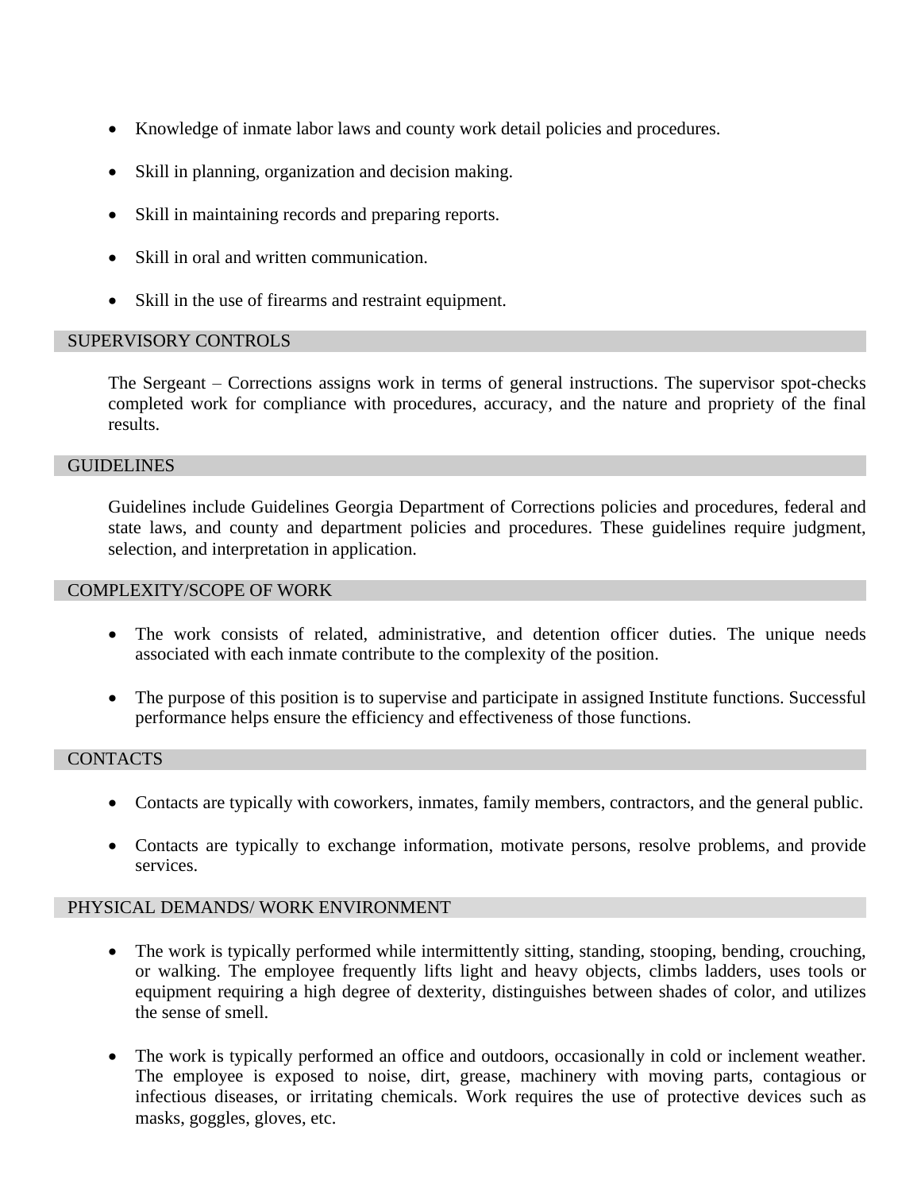- Knowledge of inmate labor laws and county work detail policies and procedures.
- Skill in planning, organization and decision making.
- Skill in maintaining records and preparing reports.
- Skill in oral and written communication.
- Skill in the use of firearms and restraint equipment.

## SUPERVISORY CONTROLS

The Sergeant – Corrections assigns work in terms of general instructions. The supervisor spot-checks completed work for compliance with procedures, accuracy, and the nature and propriety of the final results.

## GUIDELINES

Guidelines include Guidelines Georgia Department of Corrections policies and procedures, federal and state laws, and county and department policies and procedures. These guidelines require judgment, selection, and interpretation in application.

## COMPLEXITY/SCOPE OF WORK

- The work consists of related, administrative, and detention officer duties. The unique needs associated with each inmate contribute to the complexity of the position.
- The purpose of this position is to supervise and participate in assigned Institute functions. Successful performance helps ensure the efficiency and effectiveness of those functions.

## CONTACTS

- Contacts are typically with coworkers, inmates, family members, contractors, and the general public.
- Contacts are typically to exchange information, motivate persons, resolve problems, and provide services.

## PHYSICAL DEMANDS/ WORK ENVIRONMENT

- The work is typically performed while intermittently sitting, standing, stooping, bending, crouching, or walking. The employee frequently lifts light and heavy objects, climbs ladders, uses tools or equipment requiring a high degree of dexterity, distinguishes between shades of color, and utilizes the sense of smell.
- The work is typically performed an office and outdoors, occasionally in cold or inclement weather. The employee is exposed to noise, dirt, grease, machinery with moving parts, contagious or infectious diseases, or irritating chemicals. Work requires the use of protective devices such as masks, goggles, gloves, etc.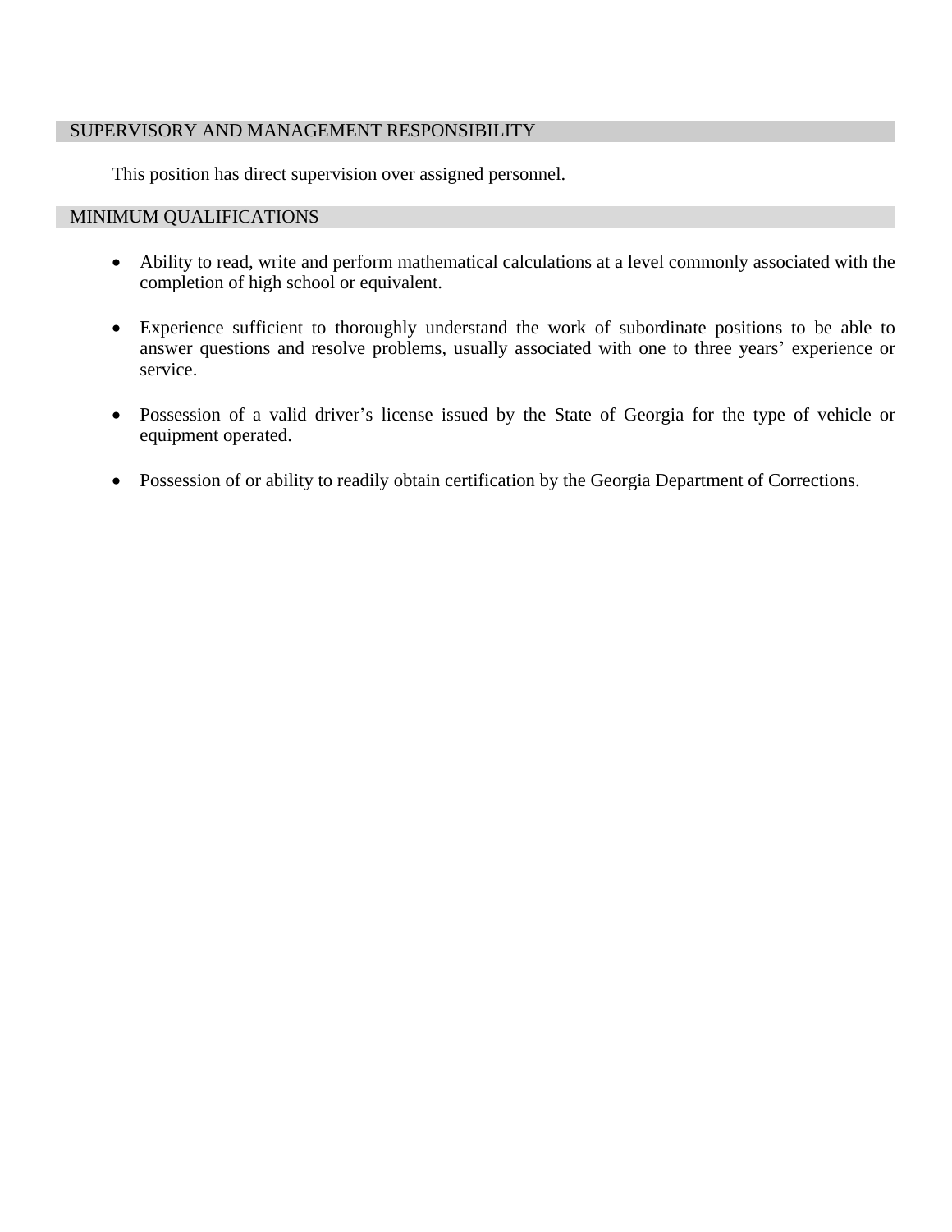## SUPERVISORY AND MANAGEMENT RESPONSIBILITY

This position has direct supervision over assigned personnel.

## MINIMUM QUALIFICATIONS

- Ability to read, write and perform mathematical calculations at a level commonly associated with the completion of high school or equivalent.

- Experience sufficient to thoroughly understand the work of subordinate positions to be able to answer questions and resolve problems, usually associated with one to three years' experience or service.

- Possession of a valid driver's license issued by the State of Georgia for the type of vehicle or equipment operated.

- Possession of or ability to readily obtain certification by the Georgia Department of Corrections.